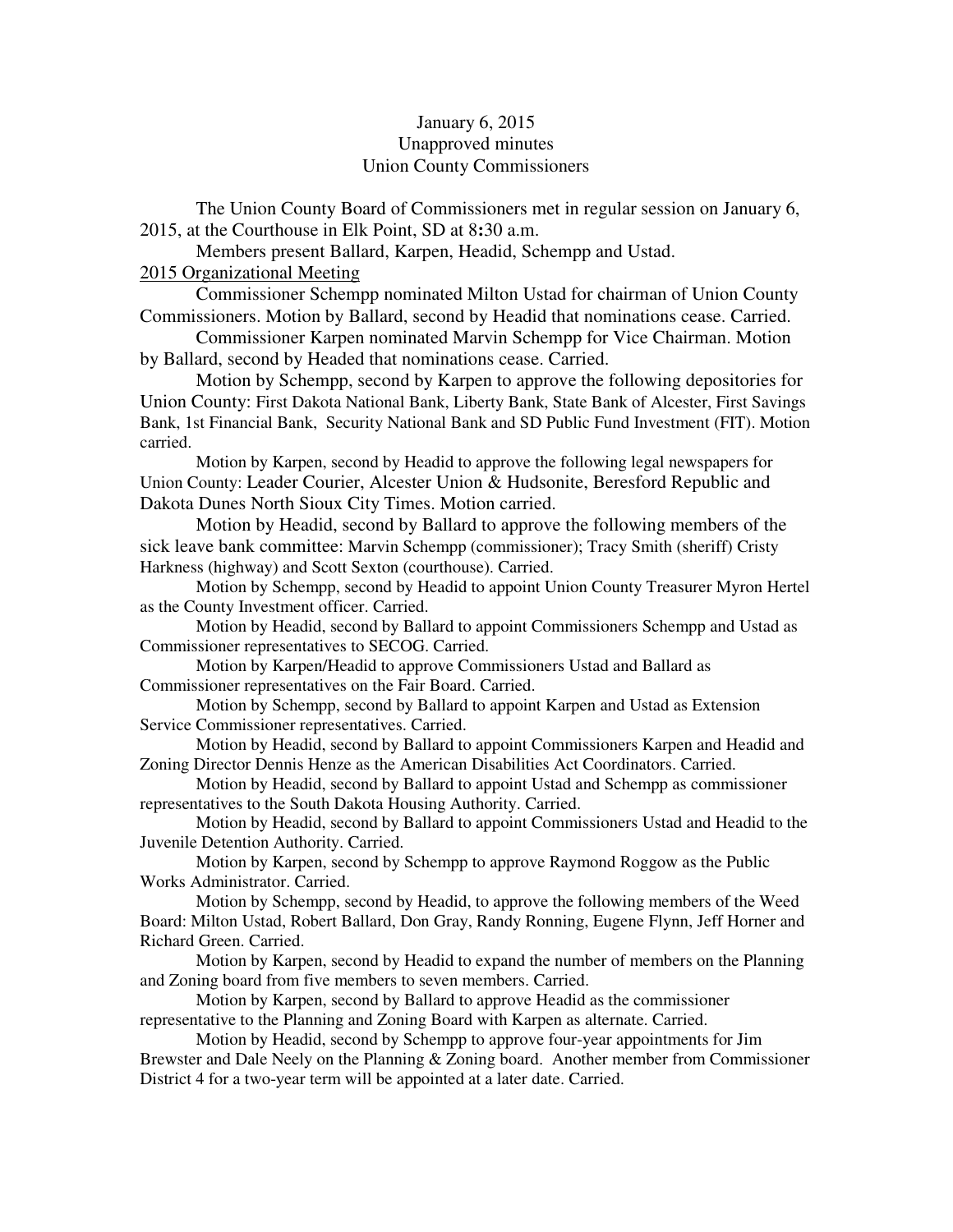January 6, 2015
Unapproved minutes
Union County Commissioners

The Union County Board of Commissioners met in regular session on January 6, 2015, at the Courthouse in Elk Point, SD at 8:30 a.m.

Members present Ballard, Karpen, Headid, Schempp and Ustad.

<u>2015 Organizational Meeting</u>

Commissioner Schempp nominated Milton Ustad for chairman of Union County Commissioners. Motion by Ballard, second by Headid that nominations cease. Carried.

Commissioner Karpen nominated Marvin Schempp for Vice Chairman. Motion by Ballard, second by Headed that nominations cease. Carried.

Motion by Schempp, second by Karpen to approve the following depositories for Union County: First Dakota National Bank, Liberty Bank, State Bank of Alcester, First Savings Bank, 1st Financial Bank, Security National Bank and SD Public Fund Investment (FIT). Motion carried.

Motion by Karpen, second by Headid to approve the following legal newspapers for Union County: Leader Courier, Alcester Union & Hudsonite, Beresford Republic and Dakota Dunes North Sioux City Times. Motion carried.

Motion by Headid, second by Ballard to approve the following members of the sick leave bank committee: Marvin Schempp (commissioner); Tracy Smith (sheriff) Cristy Harkness (highway) and Scott Sexton (courthouse). Carried.

Motion by Schempp, second by Headid to appoint Union County Treasurer Myron Hertel as the County Investment officer. Carried.

Motion by Headid, second by Ballard to appoint Commissioners Schempp and Ustad as Commissioner representatives to SECOG. Carried.

Motion by Karpen/Headid to approve Commissioners Ustad and Ballard as Commissioner representatives on the Fair Board. Carried.

Motion by Schempp, second by Ballard to appoint Karpen and Ustad as Extension Service Commissioner representatives. Carried.

Motion by Headid, second by Ballard to appoint Commissioners Karpen and Headid and Zoning Director Dennis Henze as the American Disabilities Act Coordinators. Carried.

Motion by Headid, second by Ballard to appoint Ustad and Schempp as commissioner representatives to the South Dakota Housing Authority. Carried.

Motion by Headid, second by Ballard to appoint Commissioners Ustad and Headid to the Juvenile Detention Authority. Carried.

Motion by Karpen, second by Schempp to approve Raymond Roggow as the Public Works Administrator. Carried.

Motion by Schempp, second by Headid, to approve the following members of the Weed Board: Milton Ustad, Robert Ballard, Don Gray, Randy Ronning, Eugene Flynn, Jeff Horner and Richard Green. Carried.

Motion by Karpen, second by Headid to expand the number of members on the Planning and Zoning board from five members to seven members. Carried.

Motion by Karpen, second by Ballard to approve Headid as the commissioner representative to the Planning and Zoning Board with Karpen as alternate. Carried.

Motion by Headid, second by Schempp to approve four-year appointments for Jim Brewster and Dale Neely on the Planning & Zoning board. Another member from Commissioner District 4 for a two-year term will be appointed at a later date. Carried.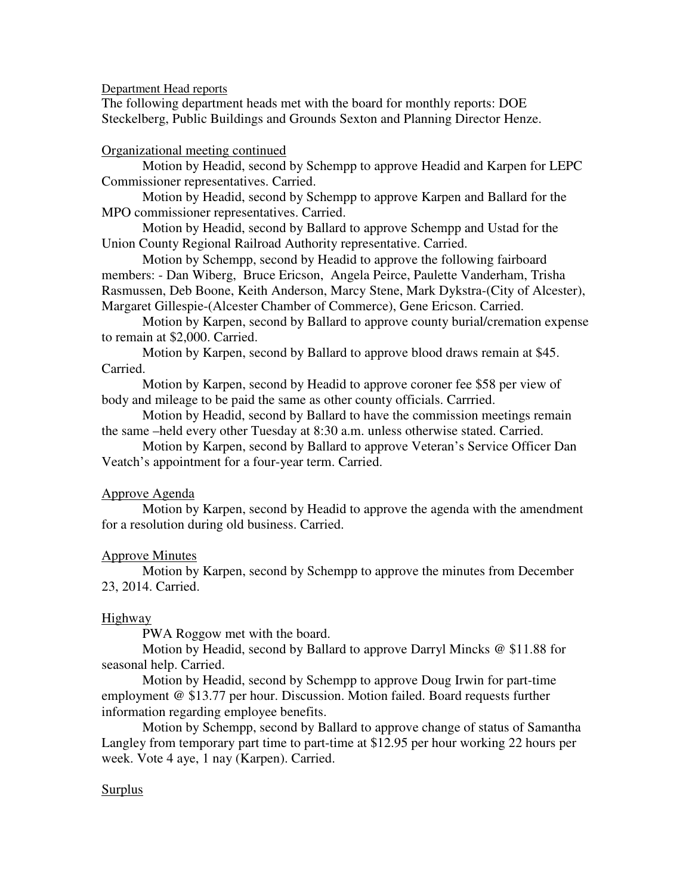Department Head reports

The following department heads met with the board for monthly reports: DOE Steckelberg, Public Buildings and Grounds Sexton and Planning Director Henze.

Organizational meeting continued

Motion by Headid, second by Schempp to approve Headid and Karpen for LEPC Commissioner representatives. Carried.

Motion by Headid, second by Schempp to approve Karpen and Ballard for the MPO commissioner representatives. Carried.

Motion by Headid, second by Ballard to approve Schempp and Ustad for the Union County Regional Railroad Authority representative. Carried.

Motion by Schempp, second by Headid to approve the following fairboard members: - Dan Wiberg, Bruce Ericson, Angela Peirce, Paulette Vanderham, Trisha Rasmussen, Deb Boone, Keith Anderson, Marcy Stene, Mark Dykstra-(City of Alcester), Margaret Gillespie-(Alcester Chamber of Commerce), Gene Ericson. Carried.

Motion by Karpen, second by Ballard to approve county burial/cremation expense to remain at $2,000. Carried.

Motion by Karpen, second by Ballard to approve blood draws remain at $45. Carried.

Motion by Karpen, second by Headid to approve coroner fee $58 per view of body and mileage to be paid the same as other county officials. Carrried.

Motion by Headid, second by Ballard to have the commission meetings remain the same –held every other Tuesday at 8:30 a.m. unless otherwise stated. Carried.

Motion by Karpen, second by Ballard to approve Veteran's Service Officer Dan Veatch's appointment for a four-year term. Carried.

Approve Agenda

Motion by Karpen, second by Headid to approve the agenda with the amendment for a resolution during old business. Carried.

Approve Minutes

Motion by Karpen, second by Schempp to approve the minutes from December 23, 2014. Carried.

Highway

PWA Roggow met with the board.

Motion by Headid, second by Ballard to approve Darryl Mincks @ $11.88 for seasonal help. Carried.

Motion by Headid, second by Schempp to approve Doug Irwin for part-time employment @ $13.77 per hour. Discussion. Motion failed. Board requests further information regarding employee benefits.

Motion by Schempp, second by Ballard to approve change of status of Samantha Langley from temporary part time to part-time at $12.95 per hour working 22 hours per week. Vote 4 aye, 1 nay (Karpen). Carried.

Surplus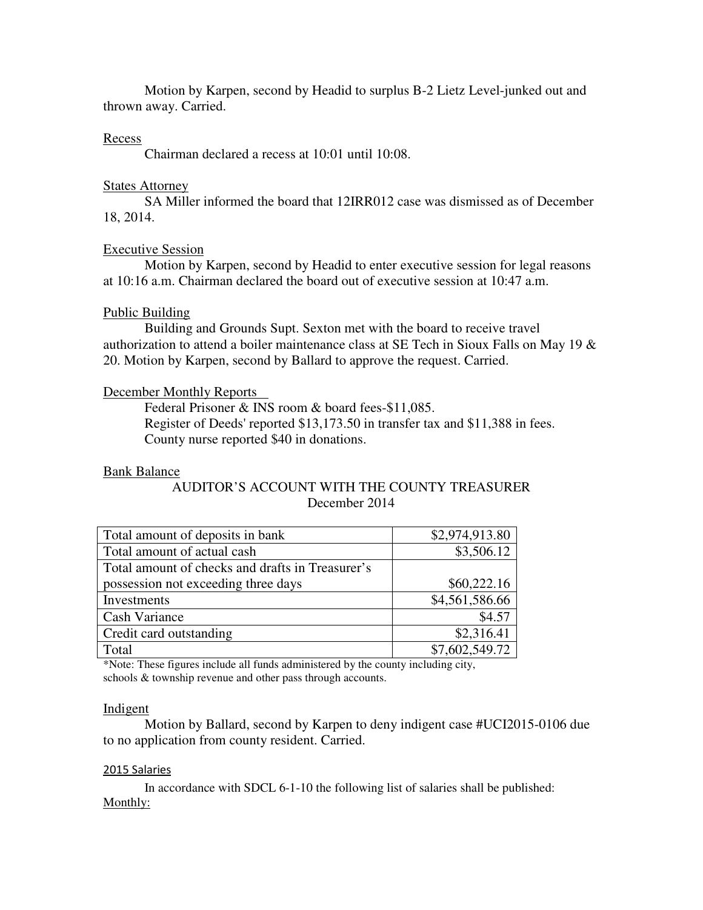Motion by Karpen, second by Headid to surplus B-2 Lietz Level-junked out and thrown away. Carried.

Recess

Chairman declared a recess at 10:01 until 10:08.

States Attorney

SA Miller informed the board that 12IRR012 case was dismissed as of December 18, 2014.

Executive Session

Motion by Karpen, second by Headid to enter executive session for legal reasons at 10:16 a.m. Chairman declared the board out of executive session at 10:47 a.m.

Public Building

Building and Grounds Supt. Sexton met with the board to receive travel authorization to attend a boiler maintenance class at SE Tech in Sioux Falls on May 19 & 20. Motion by Karpen, second by Ballard to approve the request. Carried.

December Monthly Reports

Federal Prisoner & INS room & board fees-$11,085.
Register of Deeds' reported $13,173.50 in transfer tax and $11,388 in fees.
County nurse reported $40 in donations.

Bank Balance

AUDITOR'S ACCOUNT WITH THE COUNTY TREASURER
December 2014

| | |
|---|---:|
| Total amount of deposits in bank | $2,974,913.80 |
| Total amount of actual cash | $3,506.12 |
| Total amount of checks and drafts in Treasurer's possession not exceeding three days | $60,222.16 |
| Investments | $4,561,586.66 |
| Cash Variance | $4.57 |
| Credit card outstanding | $2,316.41 |
| Total | $7,602,549.72 |

*Note: These figures include all funds administered by the county including city, schools & township revenue and other pass through accounts.

Indigent

Motion by Ballard, second by Karpen to deny indigent case #UCI2015-0106 due to no application from county resident. Carried.

2015 Salaries

In accordance with SDCL 6-1-10 the following list of salaries shall be published:

Monthly: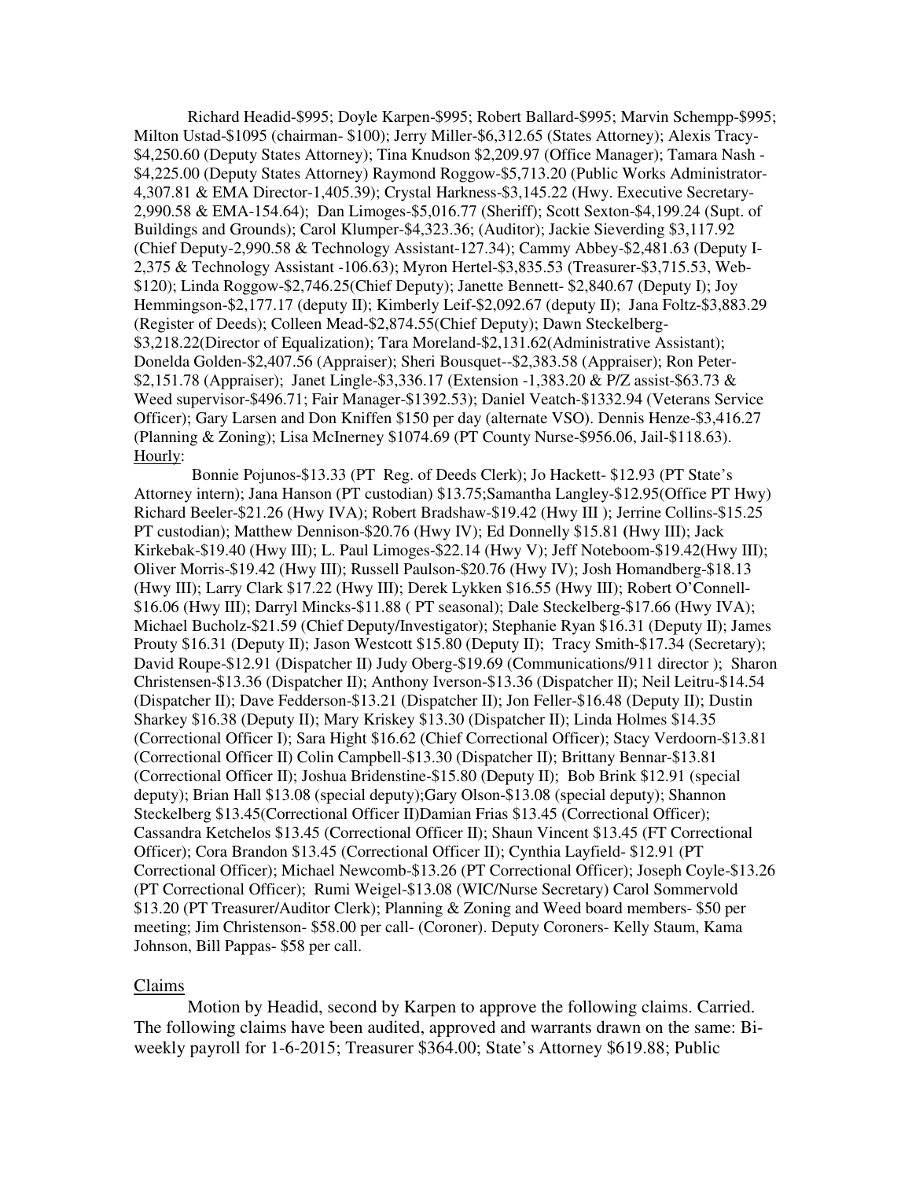Richard Headid-$995; Doyle Karpen-$995; Robert Ballard-$995; Marvin Schempp-$995; Milton Ustad-$1095 (chairman- $100); Jerry Miller-$6,312.65 (States Attorney); Alexis Tracy-$4,250.60 (Deputy States Attorney); Tina Knudson $2,209.97 (Office Manager); Tamara Nash - $4,225.00 (Deputy States Attorney) Raymond Roggow-$5,713.20 (Public Works Administrator-4,307.81 & EMA Director-1,405.39); Crystal Harkness-$3,145.22 (Hwy. Executive Secretary-2,990.58 & EMA-154.64); Dan Limoges-$5,016.77 (Sheriff); Scott Sexton-$4,199.24 (Supt. of Buildings and Grounds); Carol Klumper-$4,323.36; (Auditor); Jackie Sieverding $3,117.92 (Chief Deputy-2,990.58 & Technology Assistant-127.34); Cammy Abbey-$2,481.63 (Deputy I-2,375 & Technology Assistant -106.63); Myron Hertel-$3,835.53 (Treasurer-$3,715.53, Web-$120); Linda Roggow-$2,746.25(Chief Deputy); Janette Bennett- $2,840.67 (Deputy I); Joy Hemmingson-$2,177.17 (deputy II); Kimberly Leif-$2,092.67 (deputy II); Jana Foltz-$3,883.29 (Register of Deeds); Colleen Mead-$2,874.55(Chief Deputy); Dawn Steckelberg-$3,218.22(Director of Equalization); Tara Moreland-$2,131.62(Administrative Assistant); Donelda Golden-$2,407.56 (Appraiser); Sheri Bousquet--$2,383.58 (Appraiser); Ron Peter-$2,151.78 (Appraiser); Janet Lingle-$3,336.17 (Extension -1,383.20 & P/Z assist-$63.73 & Weed supervisor-$496.71; Fair Manager-$1392.53); Daniel Veatch-$1332.94 (Veterans Service Officer); Gary Larsen and Don Kniffen $150 per day (alternate VSO). Dennis Henze-$3,416.27 (Planning & Zoning); Lisa McInerney $1074.69 (PT County Nurse-$956.06, Jail-$118.63).

Hourly:

Bonnie Pojunos-$13.33 (PT Reg. of Deeds Clerk); Jo Hackett- $12.93 (PT State's Attorney intern); Jana Hanson (PT custodian) $13.75;Samantha Langley-$12.95(Office PT Hwy) Richard Beeler-$21.26 (Hwy IVA); Robert Bradshaw-$19.42 (Hwy III ); Jerrine Collins-$15.25 PT custodian); Matthew Dennison-$20.76 (Hwy IV); Ed Donnelly $15.81 (Hwy III); Jack Kirkebak-$19.40 (Hwy III); L. Paul Limoges-$22.14 (Hwy V); Jeff Noteboom-$19.42(Hwy III); Oliver Morris-$19.42 (Hwy III); Russell Paulson-$20.76 (Hwy IV); Josh Homandberg-$18.13 (Hwy III); Larry Clark $17.22 (Hwy III); Derek Lykken $16.55 (Hwy III); Robert O'Connell-$16.06 (Hwy III); Darryl Mincks-$11.88 ( PT seasonal); Dale Steckelberg-$17.66 (Hwy IVA); Michael Bucholz-$21.59 (Chief Deputy/Investigator); Stephanie Ryan $16.31 (Deputy II); James Prouty $16.31 (Deputy II); Jason Westcott $15.80 (Deputy II); Tracy Smith-$17.34 (Secretary); David Roupe-$12.91 (Dispatcher II) Judy Oberg-$19.69 (Communications/911 director ); Sharon Christensen-$13.36 (Dispatcher II); Anthony Iverson-$13.36 (Dispatcher II); Neil Leitru-$14.54 (Dispatcher II); Dave Fedderson-$13.21 (Dispatcher II); Jon Feller-$16.48 (Deputy II); Dustin Sharkey $16.38 (Deputy II); Mary Kriskey $13.30 (Dispatcher II); Linda Holmes $14.35 (Correctional Officer I); Sara Hight $16.62 (Chief Correctional Officer); Stacy Verdoorn-$13.81 (Correctional Officer II) Colin Campbell-$13.30 (Dispatcher II); Brittany Bennar-$13.81 (Correctional Officer II); Joshua Bridenstine-$15.80 (Deputy II); Bob Brink $12.91 (special deputy); Brian Hall $13.08 (special deputy);Gary Olson-$13.08 (special deputy); Shannon Steckelberg $13.45(Correctional Officer II)Damian Frias $13.45 (Correctional Officer); Cassandra Ketchelos $13.45 (Correctional Officer II); Shaun Vincent $13.45 (FT Correctional Officer); Cora Brandon $13.45 (Correctional Officer II); Cynthia Layfield- $12.91 (PT Correctional Officer); Michael Newcomb-$13.26 (PT Correctional Officer); Joseph Coyle-$13.26 (PT Correctional Officer); Rumi Weigel-$13.08 (WIC/Nurse Secretary) Carol Sommervold $13.20 (PT Treasurer/Auditor Clerk); Planning & Zoning and Weed board members- $50 per meeting; Jim Christenson- $58.00 per call- (Coroner). Deputy Coroners- Kelly Staum, Kama Johnson, Bill Pappas- $58 per call.

Claims

Motion by Headid, second by Karpen to approve the following claims. Carried. The following claims have been audited, approved and warrants drawn on the same: Bi-weekly payroll for 1-6-2015; Treasurer $364.00; State's Attorney $619.88; Public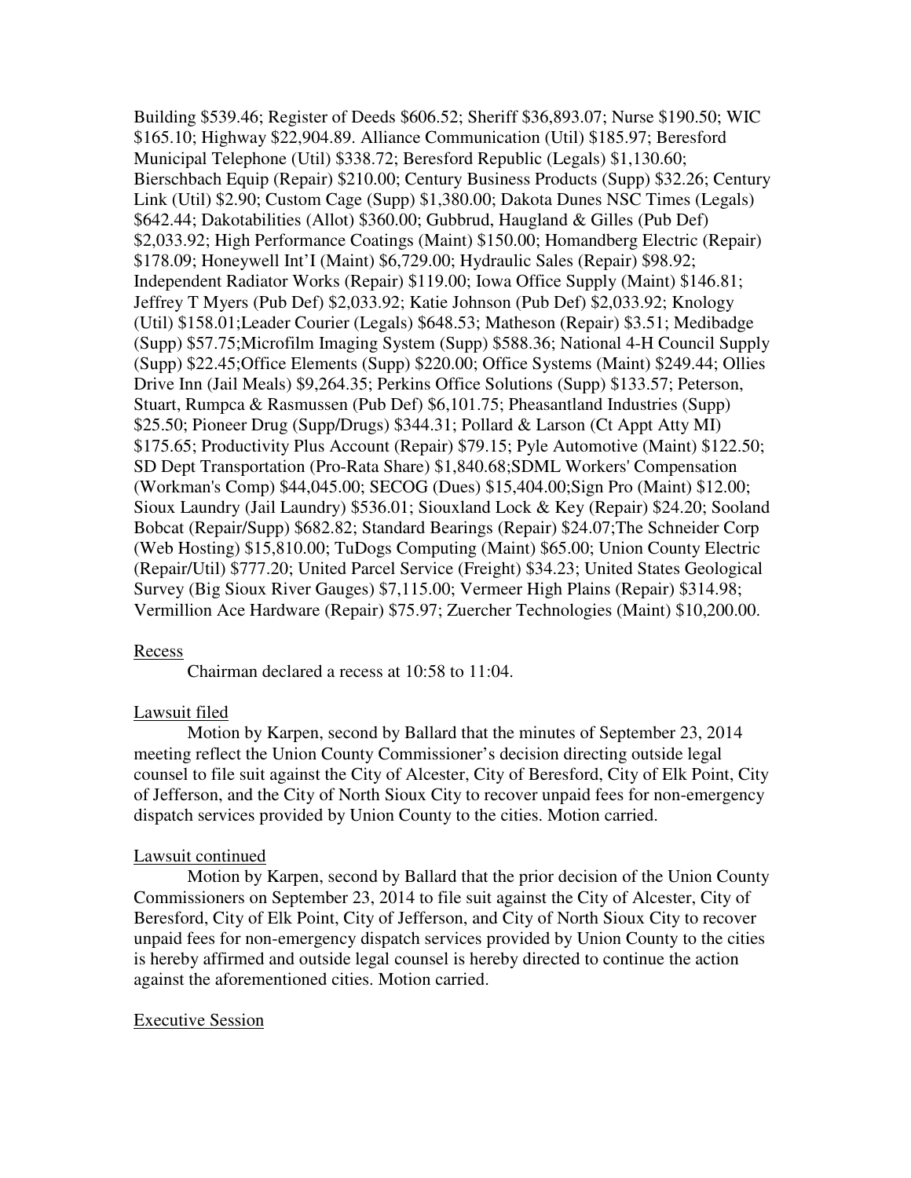Building $539.46; Register of Deeds $606.52; Sheriff $36,893.07; Nurse $190.50; WIC $165.10; Highway $22,904.89. Alliance Communication (Util) $185.97; Beresford Municipal Telephone (Util) $338.72; Beresford Republic (Legals) $1,130.60; Bierschbach Equip (Repair) $210.00; Century Business Products (Supp) $32.26; Century Link (Util) $2.90; Custom Cage (Supp) $1,380.00; Dakota Dunes NSC Times (Legals) $642.44; Dakotabilities (Allot) $360.00; Gubbrud, Haugland & Gilles (Pub Def) $2,033.92; High Performance Coatings (Maint) $150.00; Homandberg Electric (Repair) $178.09; Honeywell Int'I (Maint) $6,729.00; Hydraulic Sales (Repair) $98.92; Independent Radiator Works (Repair) $119.00; Iowa Office Supply (Maint) $146.81; Jeffrey T Myers (Pub Def) $2,033.92; Katie Johnson (Pub Def) $2,033.92; Knology (Util) $158.01;Leader Courier (Legals) $648.53; Matheson (Repair) $3.51; Medibadge (Supp) $57.75;Microfilm Imaging System (Supp) $588.36; National 4-H Council Supply (Supp) $22.45;Office Elements (Supp) $220.00; Office Systems (Maint) $249.44; Ollies Drive Inn (Jail Meals) $9,264.35; Perkins Office Solutions (Supp) $133.57; Peterson, Stuart, Rumpca & Rasmussen (Pub Def) $6,101.75; Pheasantland Industries (Supp) $25.50; Pioneer Drug (Supp/Drugs) $344.31; Pollard & Larson (Ct Appt Atty MI) $175.65; Productivity Plus Account (Repair) $79.15; Pyle Automotive (Maint) $122.50; SD Dept Transportation (Pro-Rata Share) $1,840.68;SDML Workers' Compensation (Workman's Comp) $44,045.00; SECOG (Dues) $15,404.00;Sign Pro (Maint) $12.00; Sioux Laundry (Jail Laundry) $536.01; Siouxland Lock & Key (Repair) $24.20; Sooland Bobcat (Repair/Supp) $682.82; Standard Bearings (Repair) $24.07;The Schneider Corp (Web Hosting) $15,810.00; TuDogs Computing (Maint) $65.00; Union County Electric (Repair/Util) $777.20; United Parcel Service (Freight) $34.23; United States Geological Survey (Big Sioux River Gauges) $7,115.00; Vermeer High Plains (Repair) $314.98; Vermillion Ace Hardware (Repair) $75.97; Zuercher Technologies (Maint) $10,200.00.

Recess

Chairman declared a recess at 10:58 to 11:04.

Lawsuit filed

Motion by Karpen, second by Ballard that the minutes of September 23, 2014 meeting reflect the Union County Commissioner's decision directing outside legal counsel to file suit against the City of Alcester, City of Beresford, City of Elk Point, City of Jefferson, and the City of North Sioux City to recover unpaid fees for non-emergency dispatch services provided by Union County to the cities. Motion carried.

Lawsuit continued

Motion by Karpen, second by Ballard that the prior decision of the Union County Commissioners on September 23, 2014 to file suit against the City of Alcester, City of Beresford, City of Elk Point, City of Jefferson, and City of North Sioux City to recover unpaid fees for non-emergency dispatch services provided by Union County to the cities is hereby affirmed and outside legal counsel is hereby directed to continue the action against the aforementioned cities. Motion carried.

Executive Session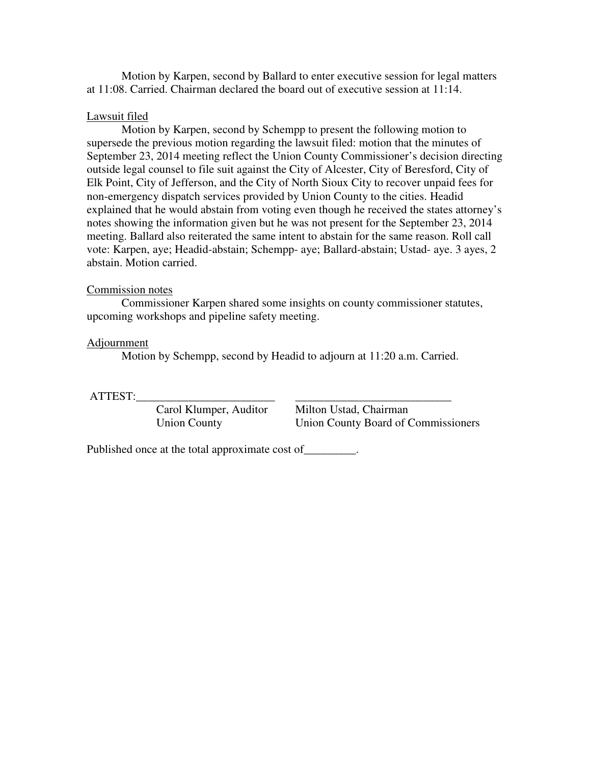Motion by Karpen, second by Ballard to enter executive session for legal matters at 11:08. Carried. Chairman declared the board out of executive session at 11:14.

Lawsuit filed

Motion by Karpen, second by Schempp to present the following motion to supersede the previous motion regarding the lawsuit filed: motion that the minutes of September 23, 2014 meeting reflect the Union County Commissioner's decision directing outside legal counsel to file suit against the City of Alcester, City of Beresford, City of Elk Point, City of Jefferson, and the City of North Sioux City to recover unpaid fees for non-emergency dispatch services provided by Union County to the cities. Headid explained that he would abstain from voting even though he received the states attorney's notes showing the information given but he was not present for the September 23, 2014 meeting. Ballard also reiterated the same intent to abstain for the same reason. Roll call vote: Karpen, aye; Headid-abstain; Schempp- aye; Ballard-abstain; Ustad- aye. 3 ayes, 2 abstain. Motion carried.

Commission notes

Commissioner Karpen shared some insights on county commissioner statutes, upcoming workshops and pipeline safety meeting.

Adjournment

Motion by Schempp, second by Headid to adjourn at 11:20 a.m. Carried.

ATTEST:________________________ ___________________________

Carol Klumper, Auditor
Union County

Milton Ustad, Chairman
Union County Board of Commissioners

Published once at the total approximate cost of_________.